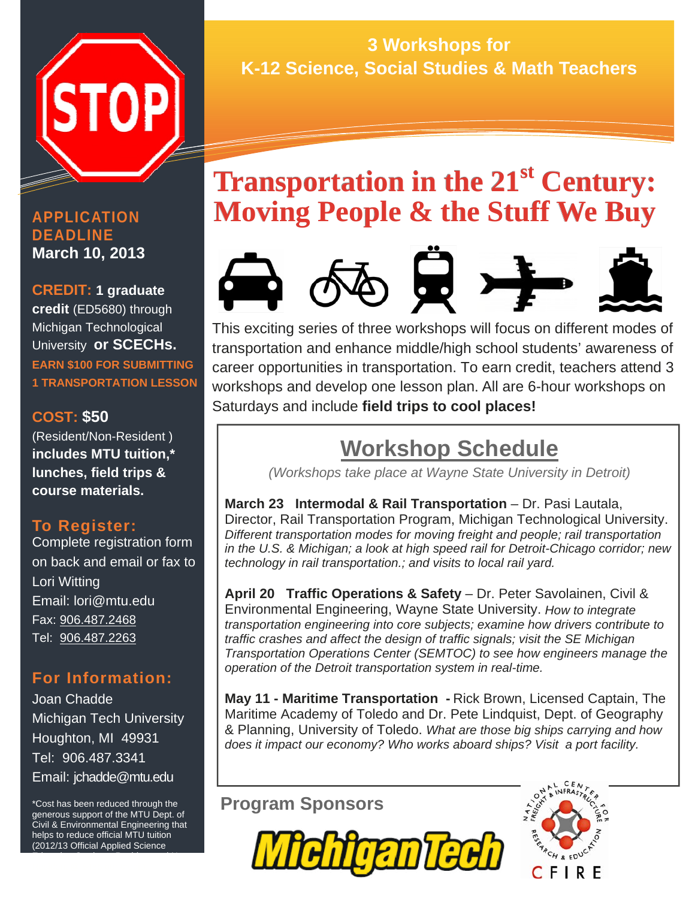# 3 Workshops for K-12 Science, Social Studies & Math Teachers

# Transportation in the 21st Century: Moving People & the Stuff We Buy

This exciting series of three workshops will focus on different modes of transportation and enhance middle/high school students' awareness of career opportunities in transportation. To earn credit, teachers attend 3 workshops and develop one lesson plan. All are 6-hour workshops on Saturdays and include **field trips to cool places!**

## Workshop Schedule

*(Workshops take place at Wayne State University in Detroit)*

**March 23 Intermodal & Rail Transportation** – Dr. Pasi Lautala, Director, Rail Transportation Program, Michigan Technological University. *Different transportation modes for moving freight and people; rail transportation in the U.S. & Michigan; a look at high speed rail for Detroit-Chicago corridor; new technology in rail transportation.; and visits to local rail yard.*

**April 20 Traffic Operations & Safety** – Dr. Peter Savolainen, Civil & Environmental Engineering, Wayne State University. *How to integrate transportation engineering into core subjects; examine how drivers contribute to traffic crashes and affect the design of traffic signals; visit the SE Michigan Transportation Operations Center (SEMTOC) to see how engineers manage the operation of the Detroit transportation system in real-time.*

**May 11 - Maritime Transportation -** Rick Brown, Licensed Captain, The Maritime Academy of Toledo and Dr. Pete Lindquist, Dept. of Geography & Planning, University of Toledo. *What are those big ships carrying and how does it impact our economy? Who works aboard ships? Visit a port facility.*

**APPLICATION DEADLINE**
**March 10, 2013**

**CREDIT: 1 graduate credit** (ED5680) through Michigan Technological University **or SCECHs.**
**EARN $100 FOR SUBMITTING 1 TRANSPORTATION LESSON**

**COST: $50**
(Resident/Non-Resident) **includes MTU tuition,\* lunches, field trips & course materials.**

**To Register:**
Complete registration form on back and email or fax to Lori Witting
Email: lori@mtu.edu
Fax: 906.487.2468
Tel: 906.487.2263

**For Information:**
Joan Chadde
Michigan Tech University
Houghton, MI 49931
Tel: 906.487.3341
Email: jchadde@mtu.edu

*Cost has been reduced through the generous support of the MTU Dept. of Civil & Environmental Engineering that helps to reduce official MTU tuition (2012/13 Official Applied Science

**Program Sponsors**

Michigan Tech

National Center for Freight & Infrastructure Research & Education
CFIRE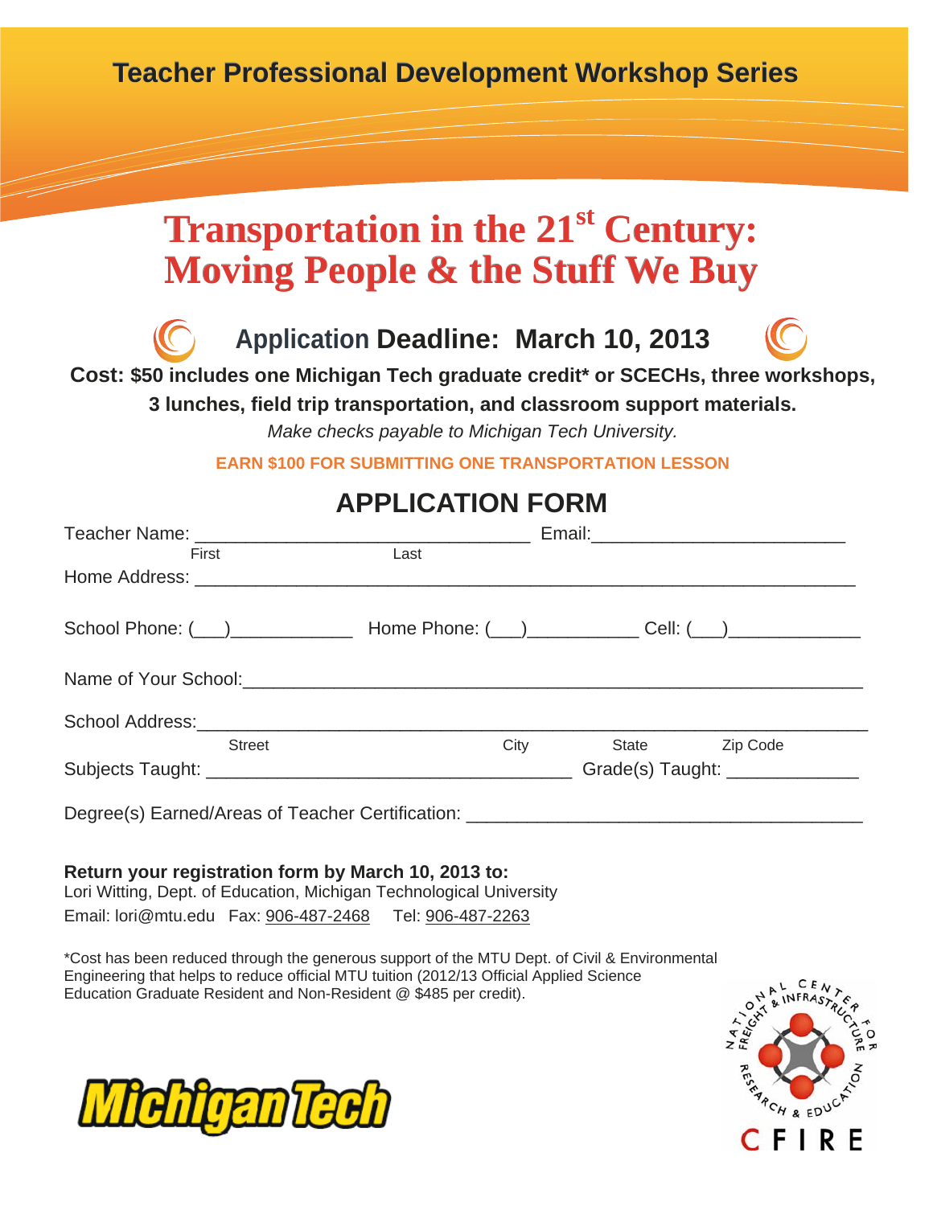# Teacher Professional Development Workshop Series

# Transportation in the 21st Century: Moving People & the Stuff We Buy

## Application Deadline: March 10, 2013

**Cost: $50 includes one Michigan Tech graduate credit* or SCECHs, three workshops, 3 lunches, field trip transportation, and classroom support materials.**

*Make checks payable to Michigan Tech University.*

**EARN $100 FOR SUBMITTING ONE TRANSPORTATION LESSON**

## APPLICATION FORM

Teacher Name: ________________________________ Email:________________________
First Last

Home Address: ________________________________________________________________

School Phone: (___)____________ Home Phone: (___)__________ Cell: (___)____________

Name of Your School:__________________________________________________________

School Address:_______________________________________________________________
Street City State Zip Code

Subjects Taught: ___________________________________ Grade(s) Taught: ____________

Degree(s) Earned/Areas of Teacher Certification: ______________________________________

**Return your registration form by March 10, 2013 to:**
Lori Witting, Dept. of Education, Michigan Technological University
Email: lori@mtu.edu Fax: 906-487-2468 Tel: 906-487-2263

*Cost has been reduced through the generous support of the MTU Dept. of Civil & Environmental Engineering that helps to reduce official MTU tuition (2012/13 Official Applied Science Education Graduate Resident and Non-Resident @ $485 per credit).

Michigan Tech

National Center for Freight & Infrastructure Research & Education
CFIRE